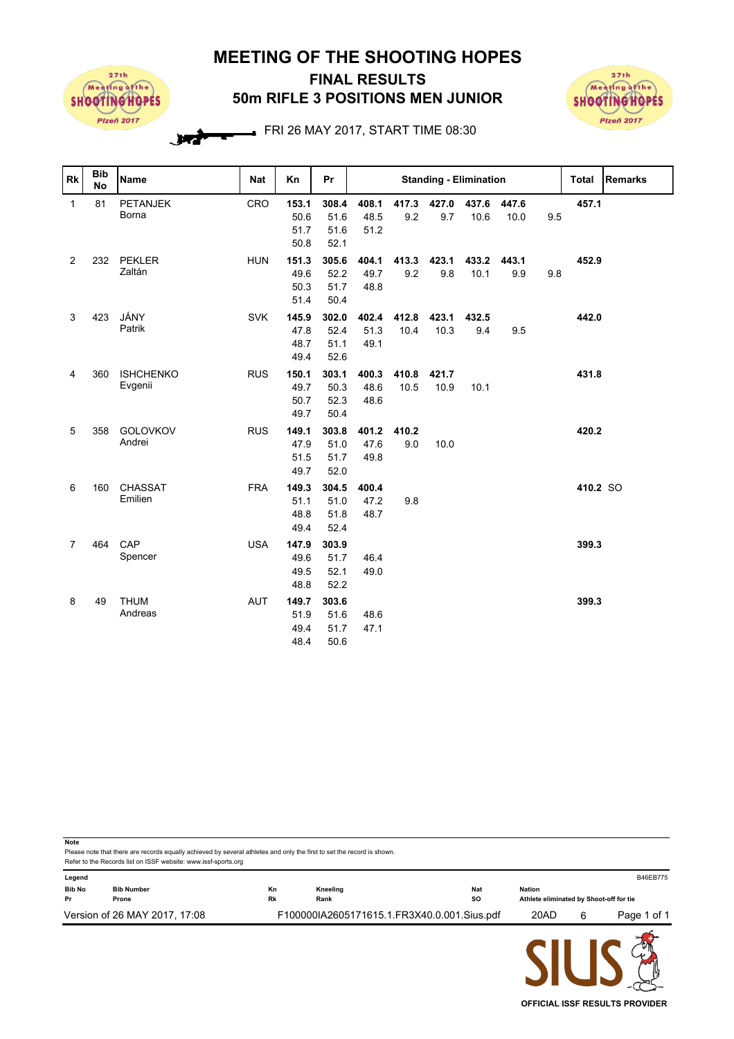# MEETING OF THE SHOOTING HOPES

## FINAL RESULTS

## 50m RIFLE 3 POSITIONS MEN JUNIOR

FRI 26 MAY 2017, START TIME 08:30

| Rk | Bib No | Name | Nat | Kn | Pr | Standing - Elimination | | | | | | Total | Remarks |
|---|---|---|---|---|---|---|---|---|---|---|---|---|---|
| 1 | 81 | PETANJEK Borna | CRO | **153.1** | **308.4** | **408.1** | **417.3** | **427.0** | **437.6** | **447.6** | | **457.1** | |
| | | | | 50.6 | 51.6 | 48.5 | 9.2 | 9.7 | 10.6 | 10.0 | 9.5 | | |
| | | | | 51.7 | 51.6 | 51.2 | | | | | | | |
| | | | | 50.8 | 52.1 | | | | | | | | |
| 2 | 232 | PEKLER Zaltán | HUN | **151.3** | **305.6** | **404.1** | **413.3** | **423.1** | **433.2** | **443.1** | | **452.9** | |
| | | | | 49.6 | 52.2 | 49.7 | 9.2 | 9.8 | 10.1 | 9.9 | 9.8 | | |
| | | | | 50.3 | 51.7 | 48.8 | | | | | | | |
| | | | | 51.4 | 50.4 | | | | | | | | |
| 3 | 423 | JÁNY Patrik | SVK | **145.9** | **302.0** | **402.4** | **412.8** | **423.1** | **432.5** | | | **442.0** | |
| | | | | 47.8 | 52.4 | 51.3 | 10.4 | 10.3 | 9.4 | 9.5 | | | |
| | | | | 48.7 | 51.1 | 49.1 | | | | | | | |
| | | | | 49.4 | 52.6 | | | | | | | | |
| 4 | 360 | ISHCHENKO Evgenii | RUS | **150.1** | **303.1** | **400.3** | **410.8** | **421.7** | | | | **431.8** | |
| | | | | 49.7 | 50.3 | 48.6 | 10.5 | 10.9 | 10.1 | | | | |
| | | | | 50.7 | 52.3 | 48.6 | | | | | | | |
| | | | | 49.7 | 50.4 | | | | | | | | |
| 5 | 358 | GOLOVKOV Andrei | RUS | **149.1** | **303.8** | **401.2** | **410.2** | | | | | **420.2** | |
| | | | | 47.9 | 51.0 | 47.6 | 9.0 | 10.0 | | | | | |
| | | | | 51.5 | 51.7 | 49.8 | | | | | | | |
| | | | | 49.7 | 52.0 | | | | | | | | |
| 6 | 160 | CHASSAT Emilien | FRA | **149.3** | **304.5** | **400.4** | | | | | | **410.2** | SO |
| | | | | 51.1 | 51.0 | 47.2 | 9.8 | | | | | | |
| | | | | 48.8 | 51.8 | 48.7 | | | | | | | |
| | | | | 49.4 | 52.4 | | | | | | | | |
| 7 | 464 | CAP Spencer | USA | **147.9** | **303.9** | | | | | | | **399.3** | |
| | | | | 49.6 | 51.7 | 46.4 | | | | | | | |
| | | | | 49.5 | 52.1 | 49.0 | | | | | | | |
| | | | | 48.8 | 52.2 | | | | | | | | |
| 8 | 49 | THUM Andreas | AUT | **149.7** | **303.6** | | | | | | | **399.3** | |
| | | | | 51.9 | 51.6 | 48.6 | | | | | | | |
| | | | | 49.4 | 51.7 | 47.1 | | | | | | | |
| | | | | 48.4 | 50.6 | | | | | | | | |

**Note**
Please note that there are records equally achieved by several athletes and only the first to set the record is shown.
Refer to the Records list on ISSF website: www.issf-sports.org

**Legend**

| | | | | | |
|---|---|---|---|---|---|
| **Bib No** | Bib Number | **Kn** | Kneeling | **Nat** | Nation |
| **Pr** | Prone | **Rk** | Rank | **SO** | Athlete eliminated by Shoot-off for tie |

B46EB775

Version of 26 MAY 2017, 17:08 F100000IA2605171615.1.FR3X40.0.001.Sius.pdf 20AD 6

OFFICIAL ISSF RESULTS PROVIDER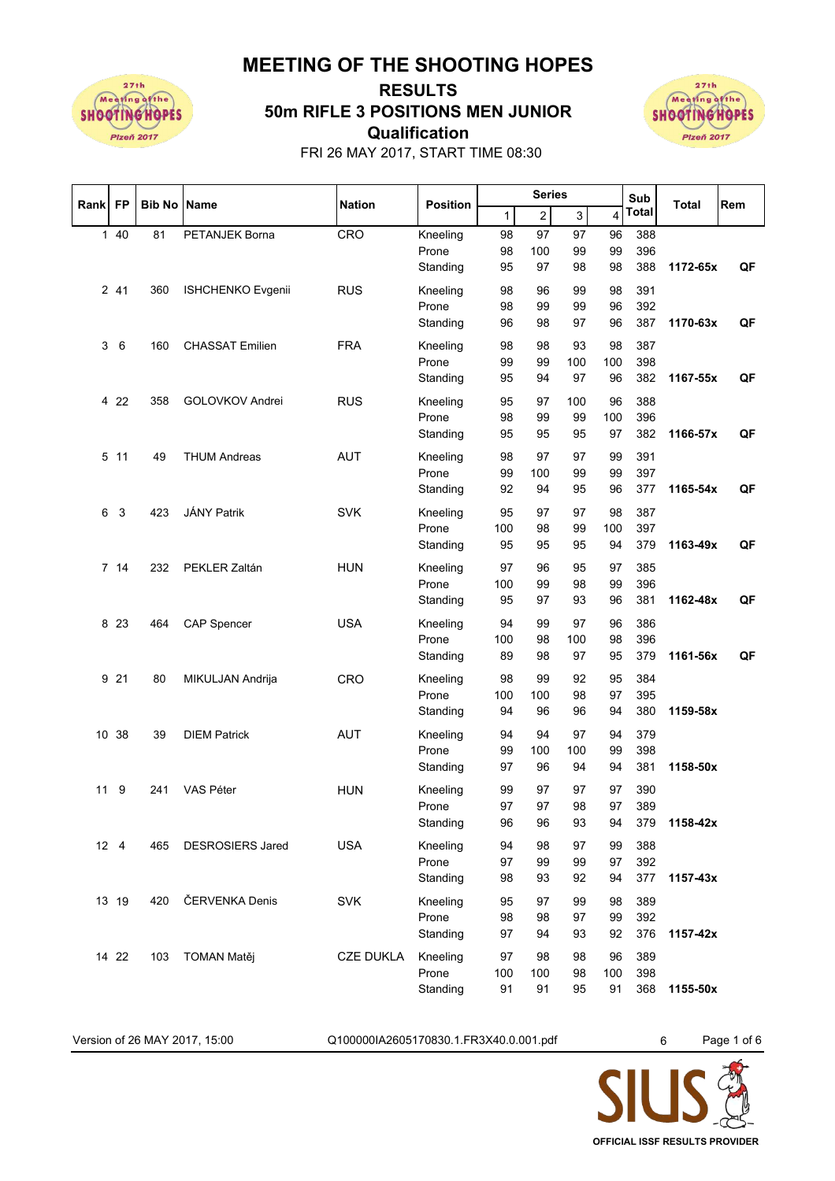# MEETING OF THE SHOOTING HOPES

## RESULTS

## 50m RIFLE 3 POSITIONS MEN JUNIOR

## Qualification

FRI 26 MAY 2017, START TIME 08:30

| Rank | FP | Bib No | Name | Nation | Position | Series 1 | 2 | 3 | 4 | Sub Total | Total | Rem |
|---|---|---|---|---|---|---|---|---|---|---|---|---|
| 1 | 40 | 81 | PETANJEK Borna | CRO | Kneeling | 98 | 97 | 97 | 96 | 388 | | |
| | | | | | Prone | 98 | 100 | 99 | 99 | 396 | | |
| | | | | | Standing | 95 | 97 | 98 | 98 | 388 | **1172-65x** | **QF** |
| 2 | 41 | 360 | ISHCHENKO Evgenii | RUS | Kneeling | 98 | 96 | 99 | 98 | 391 | | |
| | | | | | Prone | 98 | 99 | 99 | 96 | 392 | | |
| | | | | | Standing | 96 | 98 | 97 | 96 | 387 | **1170-63x** | **QF** |
| 3 | 6 | 160 | CHASSAT Emilien | FRA | Kneeling | 98 | 98 | 93 | 98 | 387 | | |
| | | | | | Prone | 99 | 99 | 100 | 100 | 398 | | |
| | | | | | Standing | 95 | 94 | 97 | 96 | 382 | **1167-55x** | **QF** |
| 4 | 22 | 358 | GOLOVKOV Andrei | RUS | Kneeling | 95 | 97 | 100 | 96 | 388 | | |
| | | | | | Prone | 98 | 99 | 99 | 100 | 396 | | |
| | | | | | Standing | 95 | 95 | 95 | 97 | 382 | **1166-57x** | **QF** |
| 5 | 11 | 49 | THUM Andreas | AUT | Kneeling | 98 | 97 | 97 | 99 | 391 | | |
| | | | | | Prone | 99 | 100 | 99 | 99 | 397 | | |
| | | | | | Standing | 92 | 94 | 95 | 96 | 377 | **1165-54x** | **QF** |
| 6 | 3 | 423 | JÁNY Patrik | SVK | Kneeling | 95 | 97 | 97 | 98 | 387 | | |
| | | | | | Prone | 100 | 98 | 99 | 100 | 397 | | |
| | | | | | Standing | 95 | 95 | 95 | 94 | 379 | **1163-49x** | **QF** |
| 7 | 14 | 232 | PEKLER Zaltán | HUN | Kneeling | 97 | 96 | 95 | 97 | 385 | | |
| | | | | | Prone | 100 | 99 | 98 | 99 | 396 | | |
| | | | | | Standing | 95 | 97 | 93 | 96 | 381 | **1162-48x** | **QF** |
| 8 | 23 | 464 | CAP Spencer | USA | Kneeling | 94 | 99 | 97 | 96 | 386 | | |
| | | | | | Prone | 100 | 98 | 100 | 98 | 396 | | |
| | | | | | Standing | 89 | 98 | 97 | 95 | 379 | **1161-56x** | **QF** |
| 9 | 21 | 80 | MIKULJAN Andrija | CRO | Kneeling | 98 | 99 | 92 | 95 | 384 | | |
| | | | | | Prone | 100 | 100 | 98 | 97 | 395 | | |
| | | | | | Standing | 94 | 96 | 96 | 94 | 380 | **1159-58x** | |
| 10 | 38 | 39 | DIEM Patrick | AUT | Kneeling | 94 | 94 | 97 | 94 | 379 | | |
| | | | | | Prone | 99 | 100 | 100 | 99 | 398 | | |
| | | | | | Standing | 97 | 96 | 94 | 94 | 381 | **1158-50x** | |
| 11 | 9 | 241 | VAS Péter | HUN | Kneeling | 99 | 97 | 97 | 97 | 390 | | |
| | | | | | Prone | 97 | 97 | 98 | 97 | 389 | | |
| | | | | | Standing | 96 | 96 | 93 | 94 | 379 | **1158-42x** | |
| 12 | 4 | 465 | DESROSIERS Jared | USA | Kneeling | 94 | 98 | 97 | 99 | 388 | | |
| | | | | | Prone | 97 | 99 | 99 | 97 | 392 | | |
| | | | | | Standing | 98 | 93 | 92 | 94 | 377 | **1157-43x** | |
| 13 | 19 | 420 | ČERVENKA Denis | SVK | Kneeling | 95 | 97 | 99 | 98 | 389 | | |
| | | | | | Prone | 98 | 98 | 97 | 99 | 392 | | |
| | | | | | Standing | 97 | 94 | 93 | 92 | 376 | **1157-42x** | |
| 14 | 22 | 103 | TOMAN Matěj | CZE DUKLA | Kneeling | 97 | 98 | 98 | 96 | 389 | | |
| | | | | | Prone | 100 | 100 | 98 | 100 | 398 | | |
| | | | | | Standing | 91 | 91 | 95 | 91 | 368 | **1155-50x** | |

Version of 26 MAY 2017, 15:00 Q100000IA2605170830.1.FR3X40.0.001.pdf 6

OFFICIAL ISSF RESULTS PROVIDER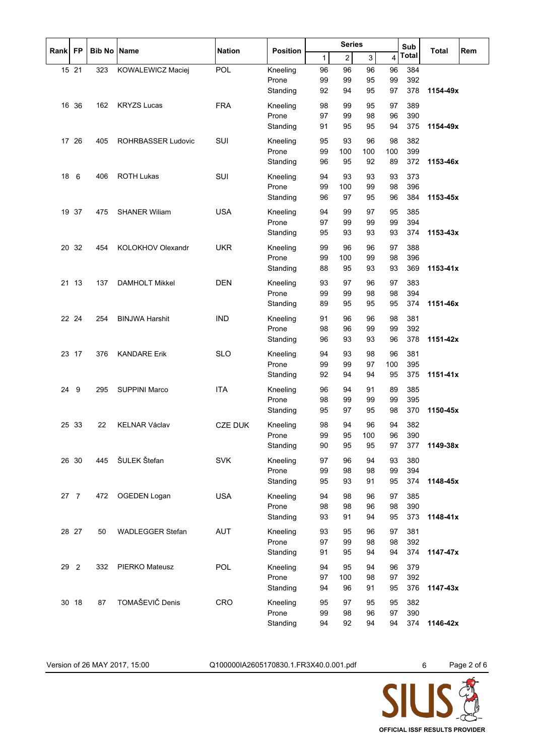| Rank | FP | Bib No | Name | Nation | Position | Series 1 | 2 | 3 | 4 | Sub Total | Total | Rem |
|---|---|---|---|---|---|---|---|---|---|---|---|---|
| 15 | 21 | 323 | KOWALEWICZ Maciej | POL | Kneeling | 96 | 96 | 96 | 96 | 384 | | |
| | | | | | Prone | 99 | 99 | 95 | 99 | 392 | | |
| | | | | | Standing | 92 | 94 | 95 | 97 | 378 | **1154-49x** | |
| 16 | 36 | 162 | KRYZS Lucas | FRA | Kneeling | 98 | 99 | 95 | 97 | 389 | | |
| | | | | | Prone | 97 | 99 | 98 | 96 | 390 | | |
| | | | | | Standing | 91 | 95 | 95 | 94 | 375 | **1154-49x** | |
| 17 | 26 | 405 | ROHRBASSER Ludovic | SUI | Kneeling | 95 | 93 | 96 | 98 | 382 | | |
| | | | | | Prone | 99 | 100 | 100 | 100 | 399 | | |
| | | | | | Standing | 96 | 95 | 92 | 89 | 372 | **1153-46x** | |
| 18 | 6 | 406 | ROTH Lukas | SUI | Kneeling | 94 | 93 | 93 | 93 | 373 | | |
| | | | | | Prone | 99 | 100 | 99 | 98 | 396 | | |
| | | | | | Standing | 96 | 97 | 95 | 96 | 384 | **1153-45x** | |
| 19 | 37 | 475 | SHANER Wiliam | USA | Kneeling | 94 | 99 | 97 | 95 | 385 | | |
| | | | | | Prone | 97 | 99 | 99 | 99 | 394 | | |
| | | | | | Standing | 95 | 93 | 93 | 93 | 374 | **1153-43x** | |
| 20 | 32 | 454 | KOLOKHOV Olexandr | UKR | Kneeling | 99 | 96 | 96 | 97 | 388 | | |
| | | | | | Prone | 99 | 100 | 99 | 98 | 396 | | |
| | | | | | Standing | 88 | 95 | 93 | 93 | 369 | **1153-41x** | |
| 21 | 13 | 137 | DAMHOLT Mikkel | DEN | Kneeling | 93 | 97 | 96 | 97 | 383 | | |
| | | | | | Prone | 99 | 99 | 98 | 98 | 394 | | |
| | | | | | Standing | 89 | 95 | 95 | 95 | 374 | **1151-46x** | |
| 22 | 24 | 254 | BINJWA Harshit | IND | Kneeling | 91 | 96 | 96 | 98 | 381 | | |
| | | | | | Prone | 98 | 96 | 99 | 99 | 392 | | |
| | | | | | Standing | 96 | 93 | 93 | 96 | 378 | **1151-42x** | |
| 23 | 17 | 376 | KANDARE Erik | SLO | Kneeling | 94 | 93 | 98 | 96 | 381 | | |
| | | | | | Prone | 99 | 99 | 97 | 100 | 395 | | |
| | | | | | Standing | 92 | 94 | 94 | 95 | 375 | **1151-41x** | |
| 24 | 9 | 295 | SUPPINI Marco | ITA | Kneeling | 96 | 94 | 91 | 89 | 385 | | |
| | | | | | Prone | 98 | 99 | 99 | 99 | 395 | | |
| | | | | | Standing | 95 | 97 | 95 | 98 | 370 | **1150-45x** | |
| 25 | 33 | 22 | KELNAR Václav | CZE DUK | Kneeling | 98 | 94 | 96 | 94 | 382 | | |
| | | | | | Prone | 99 | 95 | 100 | 96 | 390 | | |
| | | | | | Standing | 90 | 95 | 95 | 97 | 377 | **1149-38x** | |
| 26 | 30 | 445 | ŠULEK Štefan | SVK | Kneeling | 97 | 96 | 94 | 93 | 380 | | |
| | | | | | Prone | 99 | 98 | 98 | 99 | 394 | | |
| | | | | | Standing | 95 | 93 | 91 | 95 | 374 | **1148-45x** | |
| 27 | 7 | 472 | OGEDEN Logan | USA | Kneeling | 94 | 98 | 96 | 97 | 385 | | |
| | | | | | Prone | 98 | 98 | 96 | 98 | 390 | | |
| | | | | | Standing | 93 | 91 | 94 | 95 | 373 | **1148-41x** | |
| 28 | 27 | 50 | WADLEGGER Stefan | AUT | Kneeling | 93 | 95 | 96 | 97 | 381 | | |
| | | | | | Prone | 97 | 99 | 98 | 98 | 392 | | |
| | | | | | Standing | 91 | 95 | 94 | 94 | 374 | **1147-47x** | |
| 29 | 2 | 332 | PIERKO Mateusz | POL | Kneeling | 94 | 95 | 94 | 96 | 379 | | |
| | | | | | Prone | 97 | 100 | 98 | 97 | 392 | | |
| | | | | | Standing | 94 | 96 | 91 | 95 | 376 | **1147-43x** | |
| 30 | 18 | 87 | TOMAŠEVIČ Denis | CRO | Kneeling | 95 | 97 | 95 | 95 | 382 | | |
| | | | | | Prone | 99 | 98 | 96 | 97 | 390 | | |
| | | | | | Standing | 94 | 92 | 94 | 94 | 374 | **1146-42x** | |

Version of 26 MAY 2017, 15:00 Q100000IA2605170830.1.FR3X40.0.001.pdf 6

OFFICIAL ISSF RESULTS PROVIDER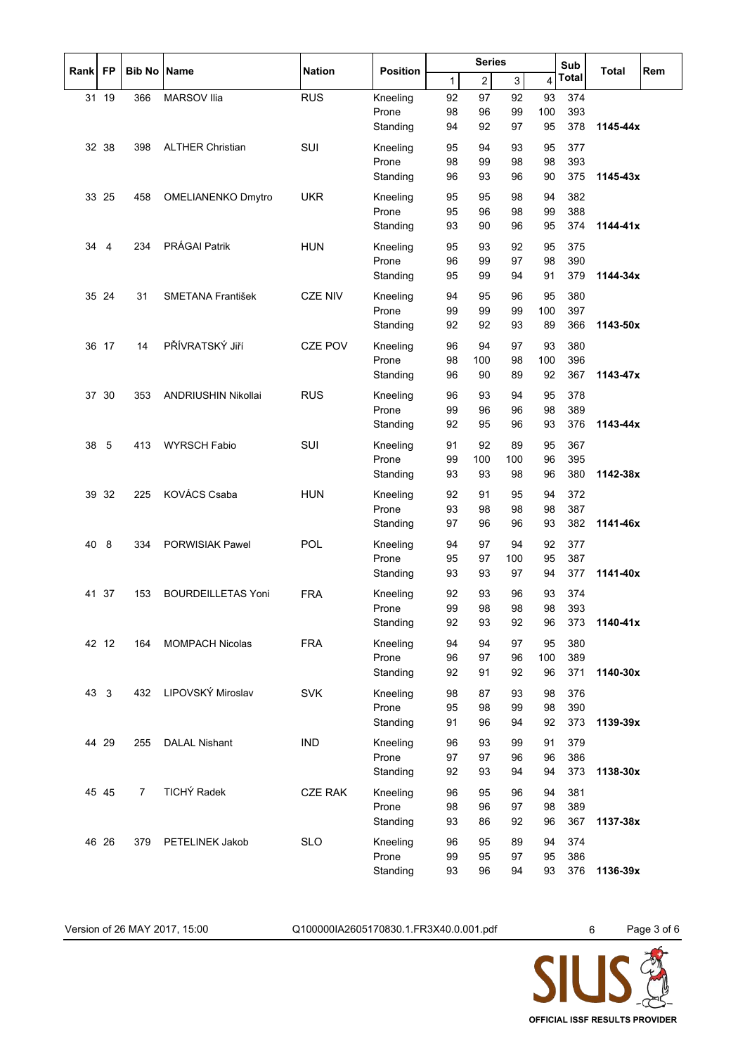| Rank | FP | Bib No | Name | Nation | Position | Series 1 | 2 | 3 | 4 | Sub Total | Total | Rem |
|---|---|---|---|---|---|---|---|---|---|---|---|---|
| 31 | 19 | 366 | MARSOV Ilia | RUS | Kneeling | 92 | 97 | 92 | 93 | 374 | | |
| | | | | | Prone | 98 | 96 | 99 | 100 | 393 | | |
| | | | | | Standing | 94 | 92 | 97 | 95 | 378 | **1145-44x** | |
| 32 | 38 | 398 | ALTHER Christian | SUI | Kneeling | 95 | 94 | 93 | 95 | 377 | | |
| | | | | | Prone | 98 | 99 | 98 | 98 | 393 | | |
| | | | | | Standing | 96 | 93 | 96 | 90 | 375 | **1145-43x** | |
| 33 | 25 | 458 | OMELIANENKO Dmytro | UKR | Kneeling | 95 | 95 | 98 | 94 | 382 | | |
| | | | | | Prone | 95 | 96 | 98 | 99 | 388 | | |
| | | | | | Standing | 93 | 90 | 96 | 95 | 374 | **1144-41x** | |
| 34 | 4 | 234 | PRÁGAI Patrik | HUN | Kneeling | 95 | 93 | 92 | 95 | 375 | | |
| | | | | | Prone | 96 | 99 | 97 | 98 | 390 | | |
| | | | | | Standing | 95 | 99 | 94 | 91 | 379 | **1144-34x** | |
| 35 | 24 | 31 | SMETANA František | CZE NIV | Kneeling | 94 | 95 | 96 | 95 | 380 | | |
| | | | | | Prone | 99 | 99 | 99 | 100 | 397 | | |
| | | | | | Standing | 92 | 92 | 93 | 89 | 366 | **1143-50x** | |
| 36 | 17 | 14 | PŘÍVRATSKÝ Jiří | CZE POV | Kneeling | 96 | 94 | 97 | 93 | 380 | | |
| | | | | | Prone | 98 | 100 | 98 | 100 | 396 | | |
| | | | | | Standing | 96 | 90 | 89 | 92 | 367 | **1143-47x** | |
| 37 | 30 | 353 | ANDRIUSHIN Nikollai | RUS | Kneeling | 96 | 93 | 94 | 95 | 378 | | |
| | | | | | Prone | 99 | 96 | 96 | 98 | 389 | | |
| | | | | | Standing | 92 | 95 | 96 | 93 | 376 | **1143-44x** | |
| 38 | 5 | 413 | WYRSCH Fabio | SUI | Kneeling | 91 | 92 | 89 | 95 | 367 | | |
| | | | | | Prone | 99 | 100 | 100 | 96 | 395 | | |
| | | | | | Standing | 93 | 93 | 98 | 96 | 380 | **1142-38x** | |
| 39 | 32 | 225 | KOVÁCS Csaba | HUN | Kneeling | 92 | 91 | 95 | 94 | 372 | | |
| | | | | | Prone | 93 | 98 | 98 | 98 | 387 | | |
| | | | | | Standing | 97 | 96 | 96 | 93 | 382 | **1141-46x** | |
| 40 | 8 | 334 | PORWISIAK Pawel | POL | Kneeling | 94 | 97 | 94 | 92 | 377 | | |
| | | | | | Prone | 95 | 97 | 100 | 95 | 387 | | |
| | | | | | Standing | 93 | 93 | 97 | 94 | 377 | **1141-40x** | |
| 41 | 37 | 153 | BOURDEILLETAS Yoni | FRA | Kneeling | 92 | 93 | 96 | 93 | 374 | | |
| | | | | | Prone | 99 | 98 | 98 | 98 | 393 | | |
| | | | | | Standing | 92 | 93 | 92 | 96 | 373 | **1140-41x** | |
| 42 | 12 | 164 | MOMPACH Nicolas | FRA | Kneeling | 94 | 94 | 97 | 95 | 380 | | |
| | | | | | Prone | 96 | 97 | 96 | 100 | 389 | | |
| | | | | | Standing | 92 | 91 | 92 | 96 | 371 | **1140-30x** | |
| 43 | 3 | 432 | LIPOVSKÝ Miroslav | SVK | Kneeling | 98 | 87 | 93 | 98 | 376 | | |
| | | | | | Prone | 95 | 98 | 99 | 98 | 390 | | |
| | | | | | Standing | 91 | 96 | 94 | 92 | 373 | **1139-39x** | |
| 44 | 29 | 255 | DALAL Nishant | IND | Kneeling | 96 | 93 | 99 | 91 | 379 | | |
| | | | | | Prone | 97 | 97 | 96 | 96 | 386 | | |
| | | | | | Standing | 92 | 93 | 94 | 94 | 373 | **1138-30x** | |
| 45 | 45 | 7 | TICHÝ Radek | CZE RAK | Kneeling | 96 | 95 | 96 | 94 | 381 | | |
| | | | | | Prone | 98 | 96 | 97 | 98 | 389 | | |
| | | | | | Standing | 93 | 86 | 92 | 96 | 367 | **1137-38x** | |
| 46 | 26 | 379 | PETELINEK Jakob | SLO | Kneeling | 96 | 95 | 89 | 94 | 374 | | |
| | | | | | Prone | 99 | 95 | 97 | 95 | 386 | | |
| | | | | | Standing | 93 | 96 | 94 | 93 | 376 | **1136-39x** | |

Version of 26 MAY 2017, 15:00 Q100000IA2605170830.1.FR3X40.0.001.pdf 6

OFFICIAL ISSF RESULTS PROVIDER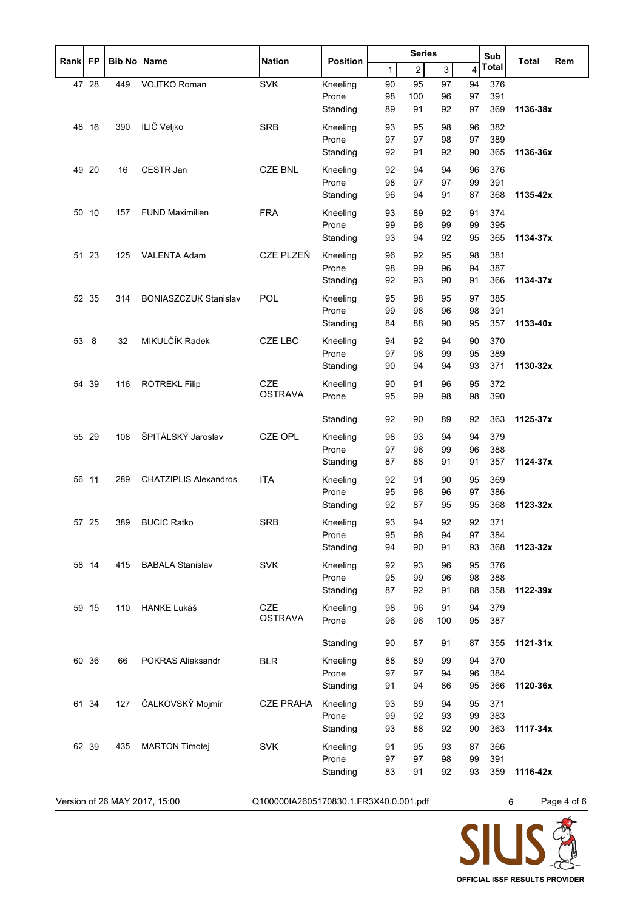| Rank | FP | Bib No | Name | Nation | Position | Series 1 | 2 | 3 | 4 | Sub Total | Total | Rem |
|---|---|---|---|---|---|---|---|---|---|---|---|---|
| 47 | 28 | 449 | VOJTKO Roman | SVK | Kneeling | 90 | 95 | 97 | 94 | 376 | | |
| | | | | | Prone | 98 | 100 | 96 | 97 | 391 | | |
| | | | | | Standing | 89 | 91 | 92 | 97 | 369 | **1136-38x** | |
| 48 | 16 | 390 | ILIČ Veljko | SRB | Kneeling | 93 | 95 | 98 | 96 | 382 | | |
| | | | | | Prone | 97 | 97 | 98 | 97 | 389 | | |
| | | | | | Standing | 92 | 91 | 92 | 90 | 365 | **1136-36x** | |
| 49 | 20 | 16 | CESTR Jan | CZE BNL | Kneeling | 92 | 94 | 94 | 96 | 376 | | |
| | | | | | Prone | 98 | 97 | 97 | 99 | 391 | | |
| | | | | | Standing | 96 | 94 | 91 | 87 | 368 | **1135-42x** | |
| 50 | 10 | 157 | FUND Maximilien | FRA | Kneeling | 93 | 89 | 92 | 91 | 374 | | |
| | | | | | Prone | 99 | 98 | 99 | 99 | 395 | | |
| | | | | | Standing | 93 | 94 | 92 | 95 | 365 | **1134-37x** | |
| 51 | 23 | 125 | VALENTA Adam | CZE PLZEŇ | Kneeling | 96 | 92 | 95 | 98 | 381 | | |
| | | | | | Prone | 98 | 99 | 96 | 94 | 387 | | |
| | | | | | Standing | 92 | 93 | 90 | 91 | 366 | **1134-37x** | |
| 52 | 35 | 314 | BONIASZCZUK Stanislav | POL | Kneeling | 95 | 98 | 95 | 97 | 385 | | |
| | | | | | Prone | 99 | 98 | 96 | 98 | 391 | | |
| | | | | | Standing | 84 | 88 | 90 | 95 | 357 | **1133-40x** | |
| 53 | 8 | 32 | MIKULČÍK Radek | CZE LBC | Kneeling | 94 | 92 | 94 | 90 | 370 | | |
| | | | | | Prone | 97 | 98 | 99 | 95 | 389 | | |
| | | | | | Standing | 90 | 94 | 94 | 93 | 371 | **1130-32x** | |
| 54 | 39 | 116 | ROTREKL Filip | CZE OSTRAVA | Kneeling | 90 | 91 | 96 | 95 | 372 | | |
| | | | | | Prone | 95 | 99 | 98 | 98 | 390 | | |
| | | | | | Standing | 92 | 90 | 89 | 92 | 363 | **1125-37x** | |
| 55 | 29 | 108 | ŠPITÁLSKÝ Jaroslav | CZE OPL | Kneeling | 98 | 93 | 94 | 94 | 379 | | |
| | | | | | Prone | 97 | 96 | 99 | 96 | 388 | | |
| | | | | | Standing | 87 | 88 | 91 | 91 | 357 | **1124-37x** | |
| 56 | 11 | 289 | CHATZIPLIS Alexandros | ITA | Kneeling | 92 | 91 | 90 | 95 | 369 | | |
| | | | | | Prone | 95 | 98 | 96 | 97 | 386 | | |
| | | | | | Standing | 92 | 87 | 95 | 95 | 368 | **1123-32x** | |
| 57 | 25 | 389 | BUCIC Ratko | SRB | Kneeling | 93 | 94 | 92 | 92 | 371 | | |
| | | | | | Prone | 95 | 98 | 94 | 97 | 384 | | |
| | | | | | Standing | 94 | 90 | 91 | 93 | 368 | **1123-32x** | |
| 58 | 14 | 415 | BABALA Stanislav | SVK | Kneeling | 92 | 93 | 96 | 95 | 376 | | |
| | | | | | Prone | 95 | 99 | 96 | 98 | 388 | | |
| | | | | | Standing | 87 | 92 | 91 | 88 | 358 | **1122-39x** | |
| 59 | 15 | 110 | HANKE Lukáš | CZE OSTRAVA | Kneeling | 98 | 96 | 91 | 94 | 379 | | |
| | | | | | Prone | 96 | 96 | 100 | 95 | 387 | | |
| | | | | | Standing | 90 | 87 | 91 | 87 | 355 | **1121-31x** | |
| 60 | 36 | 66 | POKRAS Aliaksandr | BLR | Kneeling | 88 | 89 | 99 | 94 | 370 | | |
| | | | | | Prone | 97 | 97 | 94 | 96 | 384 | | |
| | | | | | Standing | 91 | 94 | 86 | 95 | 366 | **1120-36x** | |
| 61 | 34 | 127 | ČALKOVSKÝ Mojmír | CZE PRAHA | Kneeling | 93 | 89 | 94 | 95 | 371 | | |
| | | | | | Prone | 99 | 92 | 93 | 99 | 383 | | |
| | | | | | Standing | 93 | 88 | 92 | 90 | 363 | **1117-34x** | |
| 62 | 39 | 435 | MARTON Timotej | SVK | Kneeling | 91 | 95 | 93 | 87 | 366 | | |
| | | | | | Prone | 97 | 97 | 98 | 99 | 391 | | |
| | | | | | Standing | 83 | 91 | 92 | 93 | 359 | **1116-42x** | |

Version of 26 MAY 2017, 15:00 — Q100000IA2605170830.1.FR3X40.0.001.pdf — 6

SIUS — OFFICIAL ISSF RESULTS PROVIDER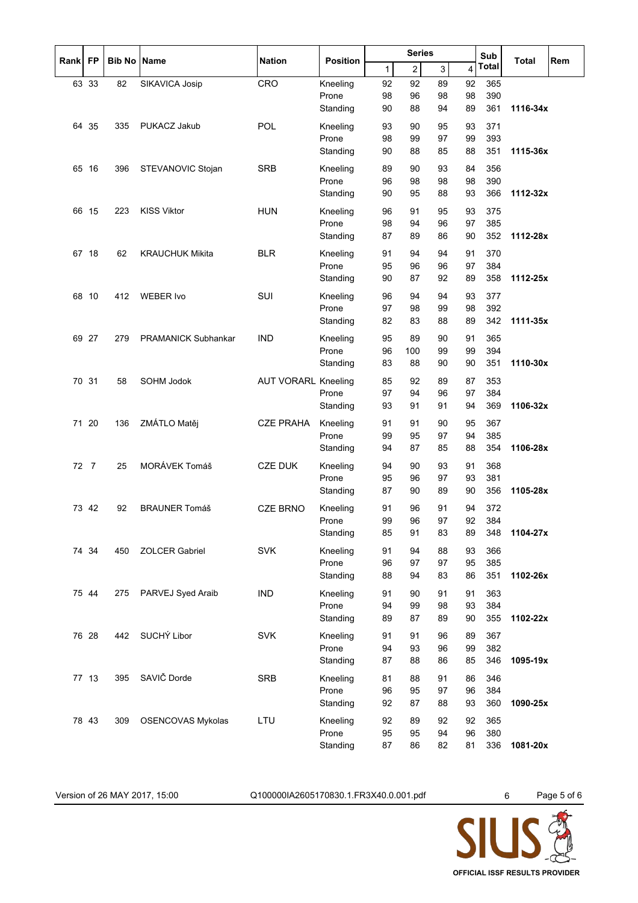| Rank | FP | Bib No | Name | Nation | Position | Series 1 | 2 | 3 | 4 | Sub Total | Total | Rem |
|---|---|---|---|---|---|---|---|---|---|---|---|---|
| 63 | 33 | 82 | SIKAVICA Josip | CRO | Kneeling | 92 | 92 | 89 | 92 | 365 | | |
| | | | | | Prone | 98 | 96 | 98 | 98 | 390 | | |
| | | | | | Standing | 90 | 88 | 94 | 89 | 361 | **1116-34x** | |
| 64 | 35 | 335 | PUKACZ Jakub | POL | Kneeling | 93 | 90 | 95 | 93 | 371 | | |
| | | | | | Prone | 98 | 99 | 97 | 99 | 393 | | |
| | | | | | Standing | 90 | 88 | 85 | 88 | 351 | **1115-36x** | |
| 65 | 16 | 396 | STEVANOVIC Stojan | SRB | Kneeling | 89 | 90 | 93 | 84 | 356 | | |
| | | | | | Prone | 96 | 98 | 98 | 98 | 390 | | |
| | | | | | Standing | 90 | 95 | 88 | 93 | 366 | **1112-32x** | |
| 66 | 15 | 223 | KISS Viktor | HUN | Kneeling | 96 | 91 | 95 | 93 | 375 | | |
| | | | | | Prone | 98 | 94 | 96 | 97 | 385 | | |
| | | | | | Standing | 87 | 89 | 86 | 90 | 352 | **1112-28x** | |
| 67 | 18 | 62 | KRAUCHUK Mikita | BLR | Kneeling | 91 | 94 | 94 | 91 | 370 | | |
| | | | | | Prone | 95 | 96 | 96 | 97 | 384 | | |
| | | | | | Standing | 90 | 87 | 92 | 89 | 358 | **1112-25x** | |
| 68 | 10 | 412 | WEBER Ivo | SUI | Kneeling | 96 | 94 | 94 | 93 | 377 | | |
| | | | | | Prone | 97 | 98 | 99 | 98 | 392 | | |
| | | | | | Standing | 82 | 83 | 88 | 89 | 342 | **1111-35x** | |
| 69 | 27 | 279 | PRAMANICK Subhankar | IND | Kneeling | 95 | 89 | 90 | 91 | 365 | | |
| | | | | | Prone | 96 | 100 | 99 | 99 | 394 | | |
| | | | | | Standing | 83 | 88 | 90 | 90 | 351 | **1110-30x** | |
| 70 | 31 | 58 | SOHM Jodok | AUT VORARL | Kneeling | 85 | 92 | 89 | 87 | 353 | | |
| | | | | | Prone | 97 | 94 | 96 | 97 | 384 | | |
| | | | | | Standing | 93 | 91 | 91 | 94 | 369 | **1106-32x** | |
| 71 | 20 | 136 | ZMÁTLO Matěj | CZE PRAHA | Kneeling | 91 | 91 | 90 | 95 | 367 | | |
| | | | | | Prone | 99 | 95 | 97 | 94 | 385 | | |
| | | | | | Standing | 94 | 87 | 85 | 88 | 354 | **1106-28x** | |
| 72 | 7 | 25 | MORÁVEK Tomáš | CZE DUK | Kneeling | 94 | 90 | 93 | 91 | 368 | | |
| | | | | | Prone | 95 | 96 | 97 | 93 | 381 | | |
| | | | | | Standing | 87 | 90 | 89 | 90 | 356 | **1105-28x** | |
| 73 | 42 | 92 | BRAUNER Tomáš | CZE BRNO | Kneeling | 91 | 96 | 91 | 94 | 372 | | |
| | | | | | Prone | 99 | 96 | 97 | 92 | 384 | | |
| | | | | | Standing | 85 | 91 | 83 | 89 | 348 | **1104-27x** | |
| 74 | 34 | 450 | ZOLCER Gabriel | SVK | Kneeling | 91 | 94 | 88 | 93 | 366 | | |
| | | | | | Prone | 96 | 97 | 97 | 95 | 385 | | |
| | | | | | Standing | 88 | 94 | 83 | 86 | 351 | **1102-26x** | |
| 75 | 44 | 275 | PARVEJ Syed Araib | IND | Kneeling | 91 | 90 | 91 | 91 | 363 | | |
| | | | | | Prone | 94 | 99 | 98 | 93 | 384 | | |
| | | | | | Standing | 89 | 87 | 89 | 90 | 355 | **1102-22x** | |
| 76 | 28 | 442 | SUCHÝ Libor | SVK | Kneeling | 91 | 91 | 96 | 89 | 367 | | |
| | | | | | Prone | 94 | 93 | 96 | 99 | 382 | | |
| | | | | | Standing | 87 | 88 | 86 | 85 | 346 | **1095-19x** | |
| 77 | 13 | 395 | SAVIČ Dorde | SRB | Kneeling | 81 | 88 | 91 | 86 | 346 | | |
| | | | | | Prone | 96 | 95 | 97 | 96 | 384 | | |
| | | | | | Standing | 92 | 87 | 88 | 93 | 360 | **1090-25x** | |
| 78 | 43 | 309 | OSENCOVAS Mykolas | LTU | Kneeling | 92 | 89 | 92 | 92 | 365 | | |
| | | | | | Prone | 95 | 95 | 94 | 96 | 380 | | |
| | | | | | Standing | 87 | 86 | 82 | 81 | 336 | **1081-20x** | |

Version of 26 MAY 2017, 15:00    Q100000IA2605170830.1.FR3X40.0.001.pdf    6

SIUS
OFFICIAL ISSF RESULTS PROVIDER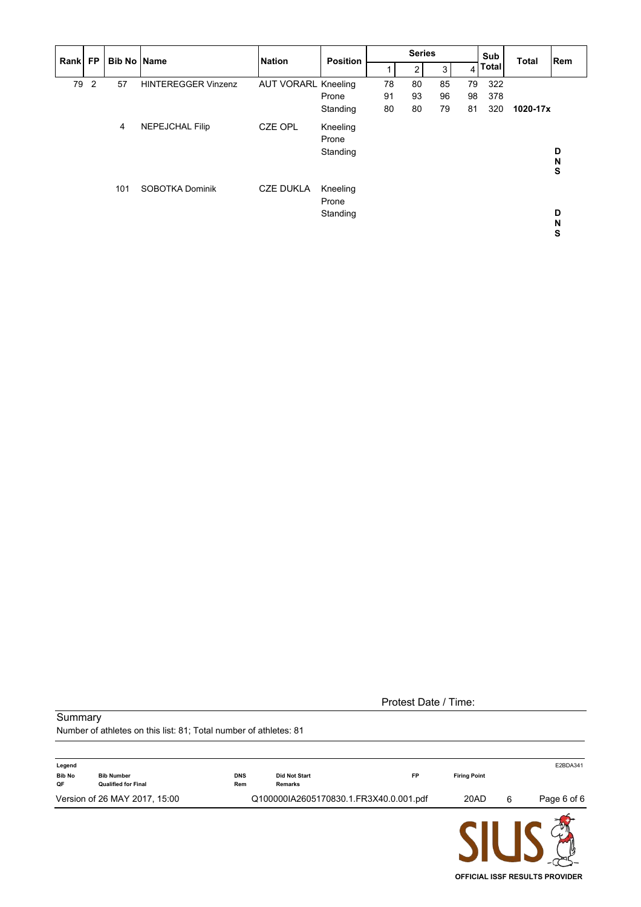| Rank | FP | Bib No | Name | Nation | Position | Series 1 | 2 | 3 | 4 | Sub Total | Total | Rem |
|---|---|---|---|---|---|---|---|---|---|---|---|---|
| 79 | 2 | 57 | HINTEREGGER Vinzenz | AUT VORARL | Kneeling | 78 | 80 | 85 | 79 | 322 | | |
| | | | | | Prone | 91 | 93 | 96 | 98 | 378 | | |
| | | | | | Standing | 80 | 80 | 79 | 81 | 320 | **1020-17x** | |
| | | 4 | NEPEJCHAL Filip | CZE OPL | Kneeling | | | | | | | |
| | | | | | Prone | | | | | | | |
| | | | | | Standing | | | | | | | **DNS** |
| | | 101 | SOBOTKA Dominik | CZE DUKLA | Kneeling | | | | | | | |
| | | | | | Prone | | | | | | | |
| | | | | | Standing | | | | | | | **DNS** |

Protest Date / Time:

Summary

Number of athletes on this list: 81; Total number of athletes: 81

**Legend**

| | | | | | |
|---|---|---|---|---|---|
| **Bib No** | **Bib Number** | **DNS** | **Did Not Start** | **FP** | **Firing Point** |
| **QF** | **Qualified for Final** | **Rem** | **Remarks** | | |

E2BDA341

Version of 26 MAY 2017, 15:00 Q100000IA2605170830.1.FR3X40.0.001.pdf 20AD 6

OFFICIAL ISSF RESULTS PROVIDER